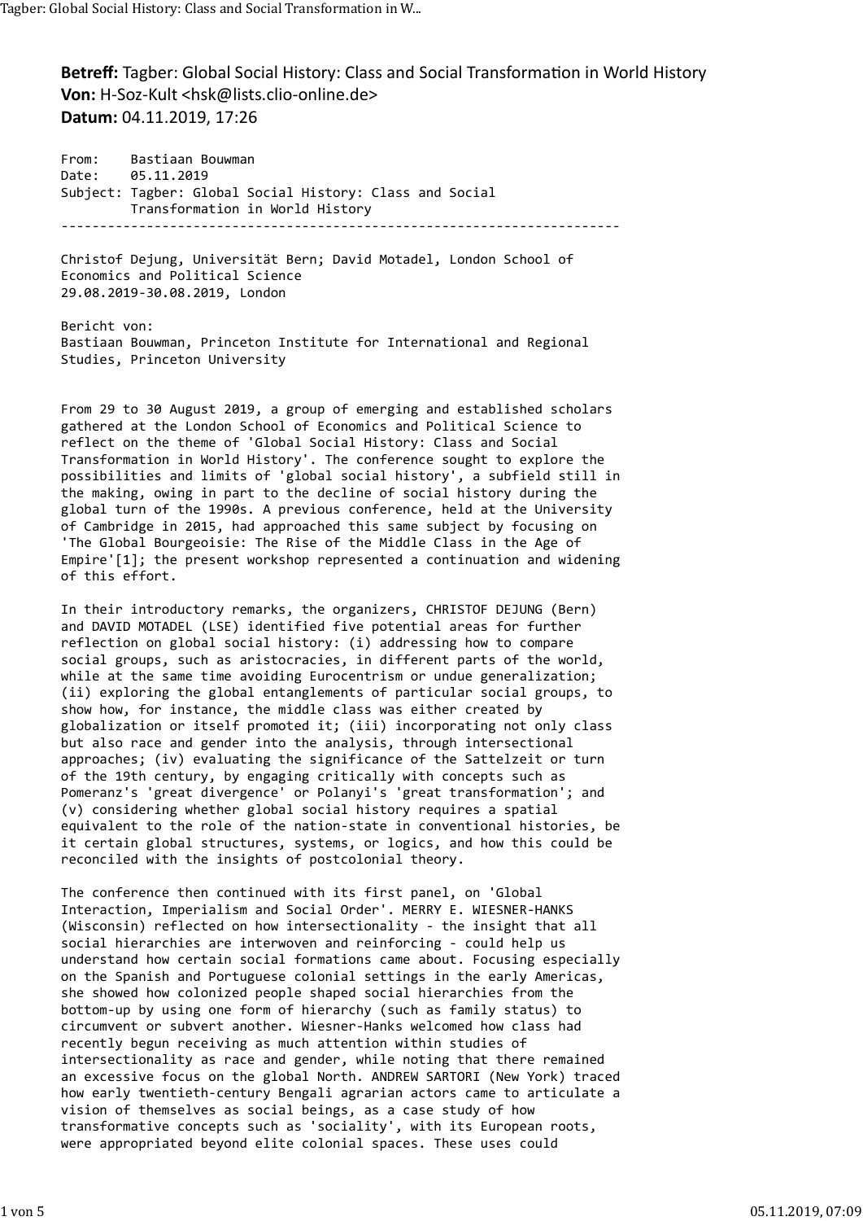**Betreff:** Tagber: Global Social History: Class and Social Transformation in World History
**Von:** H-Soz-Kult <hsk@lists.clio-online.de>
**Datum:** 04.11.2019, 17:26

```
From:    Bastiaan Bouwman
Date:    05.11.2019
Subject: Tagber: Global Social History: Class and Social
         Transformation in World History
------------------------------------------------------------------------
```

Christof Dejung, Universität Bern; David Motadel, London School of Economics and Political Science
29.08.2019-30.08.2019, London

Bericht von:
Bastiaan Bouwman, Princeton Institute for International and Regional Studies, Princeton University

From 29 to 30 August 2019, a group of emerging and established scholars gathered at the London School of Economics and Political Science to reflect on the theme of 'Global Social History: Class and Social Transformation in World History'. The conference sought to explore the possibilities and limits of 'global social history', a subfield still in the making, owing in part to the decline of social history during the global turn of the 1990s. A previous conference, held at the University of Cambridge in 2015, had approached this same subject by focusing on 'The Global Bourgeoisie: The Rise of the Middle Class in the Age of Empire'[1]; the present workshop represented a continuation and widening of this effort.

In their introductory remarks, the organizers, CHRISTOF DEJUNG (Bern) and DAVID MOTADEL (LSE) identified five potential areas for further reflection on global social history: (i) addressing how to compare social groups, such as aristocracies, in different parts of the world, while at the same time avoiding Eurocentrism or undue generalization; (ii) exploring the global entanglements of particular social groups, to show how, for instance, the middle class was either created by globalization or itself promoted it; (iii) incorporating not only class but also race and gender into the analysis, through intersectional approaches; (iv) evaluating the significance of the Sattelzeit or turn of the 19th century, by engaging critically with concepts such as Pomeranz's 'great divergence' or Polanyi's 'great transformation'; and (v) considering whether global social history requires a spatial equivalent to the role of the nation-state in conventional histories, be it certain global structures, systems, or logics, and how this could be reconciled with the insights of postcolonial theory.

The conference then continued with its first panel, on 'Global Interaction, Imperialism and Social Order'. MERRY E. WIESNER-HANKS (Wisconsin) reflected on how intersectionality - the insight that all social hierarchies are interwoven and reinforcing - could help us understand how certain social formations came about. Focusing especially on the Spanish and Portuguese colonial settings in the early Americas, she showed how colonized people shaped social hierarchies from the bottom-up by using one form of hierarchy (such as family status) to circumvent or subvert another. Wiesner-Hanks welcomed how class had recently begun receiving as much attention within studies of intersectionality as race and gender, while noting that there remained an excessive focus on the global North. ANDREW SARTORI (New York) traced how early twentieth-century Bengali agrarian actors came to articulate a vision of themselves as social beings, as a case study of how transformative concepts such as 'sociality', with its European roots, were appropriated beyond elite colonial spaces. These uses could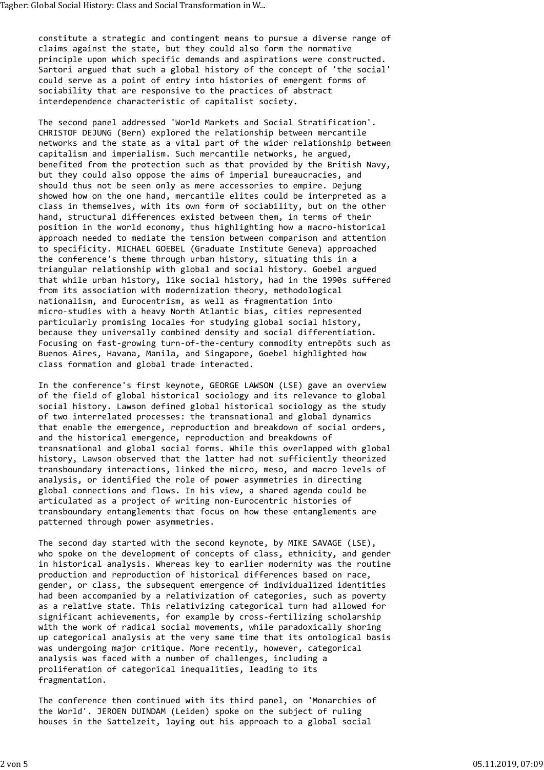constitute a strategic and contingent means to pursue a diverse range of claims against the state, but they could also form the normative principle upon which specific demands and aspirations were constructed. Sartori argued that such a global history of the concept of 'the social' could serve as a point of entry into histories of emergent forms of sociability that are responsive to the practices of abstract interdependence characteristic of capitalist society.

The second panel addressed 'World Markets and Social Stratification'. CHRISTOF DEJUNG (Bern) explored the relationship between mercantile networks and the state as a vital part of the wider relationship between capitalism and imperialism. Such mercantile networks, he argued, benefited from the protection such as that provided by the British Navy, but they could also oppose the aims of imperial bureaucracies, and should thus not be seen only as mere accessories to empire. Dejung showed how on the one hand, mercantile elites could be interpreted as a class in themselves, with its own form of sociability, but on the other hand, structural differences existed between them, in terms of their position in the world economy, thus highlighting how a macro-historical approach needed to mediate the tension between comparison and attention to specificity. MICHAEL GOEBEL (Graduate Institute Geneva) approached the conference's theme through urban history, situating this in a triangular relationship with global and social history. Goebel argued that while urban history, like social history, had in the 1990s suffered from its association with modernization theory, methodological nationalism, and Eurocentrism, as well as fragmentation into micro-studies with a heavy North Atlantic bias, cities represented particularly promising locales for studying global social history, because they universally combined density and social differentiation. Focusing on fast-growing turn-of-the-century commodity entrepôts such as Buenos Aires, Havana, Manila, and Singapore, Goebel highlighted how class formation and global trade interacted.

In the conference's first keynote, GEORGE LAWSON (LSE) gave an overview of the field of global historical sociology and its relevance to global social history. Lawson defined global historical sociology as the study of two interrelated processes: the transnational and global dynamics that enable the emergence, reproduction and breakdown of social orders, and the historical emergence, reproduction and breakdowns of transnational and global social forms. While this overlapped with global history, Lawson observed that the latter had not sufficiently theorized transboundary interactions, linked the micro, meso, and macro levels of analysis, or identified the role of power asymmetries in directing global connections and flows. In his view, a shared agenda could be articulated as a project of writing non-Eurocentric histories of transboundary entanglements that focus on how these entanglements are patterned through power asymmetries.

The second day started with the second keynote, by MIKE SAVAGE (LSE), who spoke on the development of concepts of class, ethnicity, and gender in historical analysis. Whereas key to earlier modernity was the routine production and reproduction of historical differences based on race, gender, or class, the subsequent emergence of individualized identities had been accompanied by a relativization of categories, such as poverty as a relative state. This relativizing categorical turn had allowed for significant achievements, for example by cross-fertilizing scholarship with the work of radical social movements, while paradoxically shoring up categorical analysis at the very same time that its ontological basis was undergoing major critique. More recently, however, categorical analysis was faced with a number of challenges, including a proliferation of categorical inequalities, leading to its fragmentation.

The conference then continued with its third panel, on 'Monarchies of the World'. JEROEN DUINDAM (Leiden) spoke on the subject of ruling houses in the Sattelzeit, laying out his approach to a global social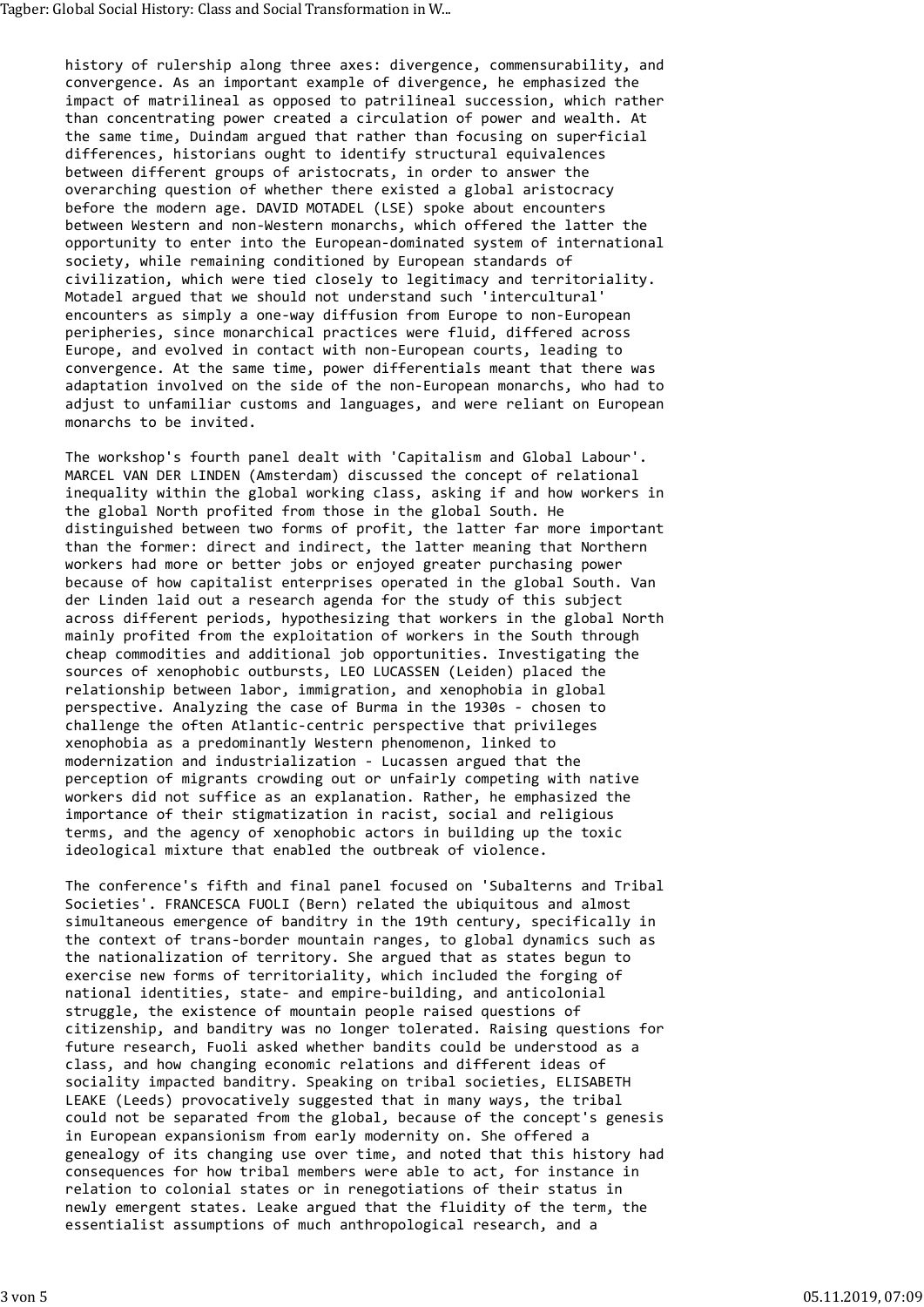history of rulership along three axes: divergence, commensurability, and convergence. As an important example of divergence, he emphasized the impact of matrilineal as opposed to patrilineal succession, which rather than concentrating power created a circulation of power and wealth. At the same time, Duindam argued that rather than focusing on superficial differences, historians ought to identify structural equivalences between different groups of aristocrats, in order to answer the overarching question of whether there existed a global aristocracy before the modern age. DAVID MOTADEL (LSE) spoke about encounters between Western and non-Western monarchs, which offered the latter the opportunity to enter into the European-dominated system of international society, while remaining conditioned by European standards of civilization, which were tied closely to legitimacy and territoriality. Motadel argued that we should not understand such 'intercultural' encounters as simply a one-way diffusion from Europe to non-European peripheries, since monarchical practices were fluid, differed across Europe, and evolved in contact with non-European courts, leading to convergence. At the same time, power differentials meant that there was adaptation involved on the side of the non-European monarchs, who had to adjust to unfamiliar customs and languages, and were reliant on European monarchs to be invited.

The workshop's fourth panel dealt with 'Capitalism and Global Labour'. MARCEL VAN DER LINDEN (Amsterdam) discussed the concept of relational inequality within the global working class, asking if and how workers in the global North profited from those in the global South. He distinguished between two forms of profit, the latter far more important than the former: direct and indirect, the latter meaning that Northern workers had more or better jobs or enjoyed greater purchasing power because of how capitalist enterprises operated in the global South. Van der Linden laid out a research agenda for the study of this subject across different periods, hypothesizing that workers in the global North mainly profited from the exploitation of workers in the South through cheap commodities and additional job opportunities. Investigating the sources of xenophobic outbursts, LEO LUCASSEN (Leiden) placed the relationship between labor, immigration, and xenophobia in global perspective. Analyzing the case of Burma in the 1930s - chosen to challenge the often Atlantic-centric perspective that privileges xenophobia as a predominantly Western phenomenon, linked to modernization and industrialization - Lucassen argued that the perception of migrants crowding out or unfairly competing with native workers did not suffice as an explanation. Rather, he emphasized the importance of their stigmatization in racist, social and religious terms, and the agency of xenophobic actors in building up the toxic ideological mixture that enabled the outbreak of violence.

The conference's fifth and final panel focused on 'Subalterns and Tribal Societies'. FRANCESCA FUOLI (Bern) related the ubiquitous and almost simultaneous emergence of banditry in the 19th century, specifically in the context of trans-border mountain ranges, to global dynamics such as the nationalization of territory. She argued that as states begun to exercise new forms of territoriality, which included the forging of national identities, state- and empire-building, and anticolonial struggle, the existence of mountain people raised questions of citizenship, and banditry was no longer tolerated. Raising questions for future research, Fuoli asked whether bandits could be understood as a class, and how changing economic relations and different ideas of sociality impacted banditry. Speaking on tribal societies, ELISABETH LEAKE (Leeds) provocatively suggested that in many ways, the tribal could not be separated from the global, because of the concept's genesis in European expansionism from early modernity on. She offered a genealogy of its changing use over time, and noted that this history had consequences for how tribal members were able to act, for instance in relation to colonial states or in renegotiations of their status in newly emergent states. Leake argued that the fluidity of the term, the essentialist assumptions of much anthropological research, and a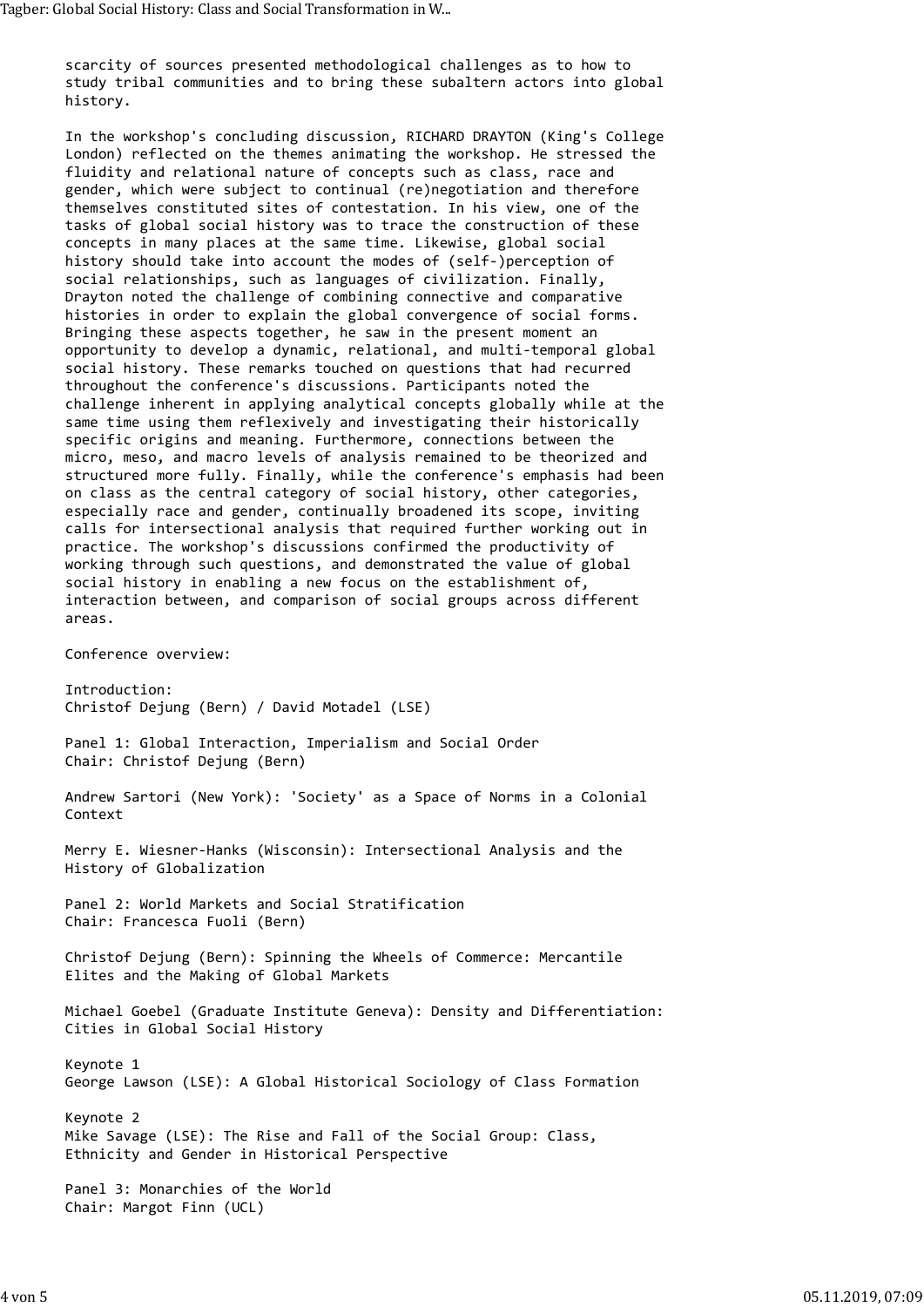scarcity of sources presented methodological challenges as to how to study tribal communities and to bring these subaltern actors into global history.

In the workshop's concluding discussion, RICHARD DRAYTON (King's College London) reflected on the themes animating the workshop. He stressed the fluidity and relational nature of concepts such as class, race and gender, which were subject to continual (re)negotiation and therefore themselves constituted sites of contestation. In his view, one of the tasks of global social history was to trace the construction of these concepts in many places at the same time. Likewise, global social history should take into account the modes of (self-)perception of social relationships, such as languages of civilization. Finally, Drayton noted the challenge of combining connective and comparative histories in order to explain the global convergence of social forms. Bringing these aspects together, he saw in the present moment an opportunity to develop a dynamic, relational, and multi-temporal global social history. These remarks touched on questions that had recurred throughout the conference's discussions. Participants noted the challenge inherent in applying analytical concepts globally while at the same time using them reflexively and investigating their historically specific origins and meaning. Furthermore, connections between the micro, meso, and macro levels of analysis remained to be theorized and structured more fully. Finally, while the conference's emphasis had been on class as the central category of social history, other categories, especially race and gender, continually broadened its scope, inviting calls for intersectional analysis that required further working out in practice. The workshop's discussions confirmed the productivity of working through such questions, and demonstrated the value of global social history in enabling a new focus on the establishment of, interaction between, and comparison of social groups across different areas.

Conference overview:

Introduction:
Christof Dejung (Bern) / David Motadel (LSE)

Panel 1: Global Interaction, Imperialism and Social Order
Chair: Christof Dejung (Bern)

Andrew Sartori (New York): 'Society' as a Space of Norms in a Colonial Context

Merry E. Wiesner-Hanks (Wisconsin): Intersectional Analysis and the History of Globalization

Panel 2: World Markets and Social Stratification
Chair: Francesca Fuoli (Bern)

Christof Dejung (Bern): Spinning the Wheels of Commerce: Mercantile Elites and the Making of Global Markets

Michael Goebel (Graduate Institute Geneva): Density and Differentiation: Cities in Global Social History

Keynote 1
George Lawson (LSE): A Global Historical Sociology of Class Formation

Keynote 2
Mike Savage (LSE): The Rise and Fall of the Social Group: Class, Ethnicity and Gender in Historical Perspective

Panel 3: Monarchies of the World
Chair: Margot Finn (UCL)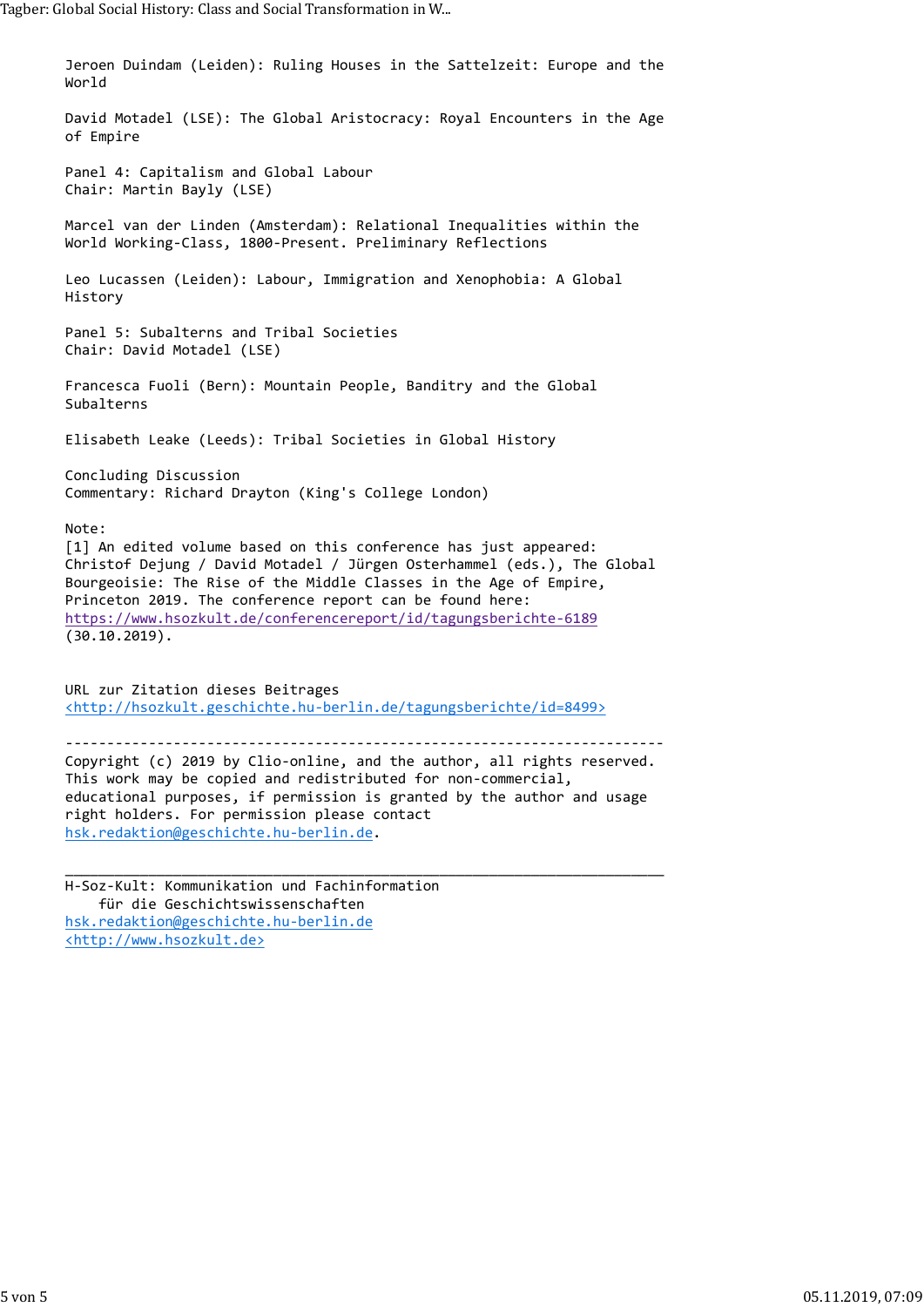Jeroen Duindam (Leiden): Ruling Houses in the Sattelzeit: Europe and the World

David Motadel (LSE): The Global Aristocracy: Royal Encounters in the Age of Empire

Panel 4: Capitalism and Global Labour
Chair: Martin Bayly (LSE)

Marcel van der Linden (Amsterdam): Relational Inequalities within the World Working-Class, 1800-Present. Preliminary Reflections

Leo Lucassen (Leiden): Labour, Immigration and Xenophobia: A Global History

Panel 5: Subalterns and Tribal Societies
Chair: David Motadel (LSE)

Francesca Fuoli (Bern): Mountain People, Banditry and the Global Subalterns

Elisabeth Leake (Leeds): Tribal Societies in Global History

Concluding Discussion
Commentary: Richard Drayton (King's College London)

Note:
[1] An edited volume based on this conference has just appeared: Christof Dejung / David Motadel / Jürgen Osterhammel (eds.), The Global Bourgeoisie: The Rise of the Middle Classes in the Age of Empire, Princeton 2019. The conference report can be found here: https://www.hsozkult.de/conferencereport/id/tagungsberichte-6189 (30.10.2019).

URL zur Zitation dieses Beitrages
<http://hsozkult.geschichte.hu-berlin.de/tagungsberichte/id=8499>

------------------------------------------------------------------------
Copyright (c) 2019 by Clio-online, and the author, all rights reserved. This work may be copied and redistributed for non-commercial, educational purposes, if permission is granted by the author and usage right holders. For permission please contact hsk.redaktion@geschichte.hu-berlin.de.

________________________________________________________________________
H-Soz-Kult: Kommunikation und Fachinformation
für die Geschichtswissenschaften
hsk.redaktion@geschichte.hu-berlin.de
<http://www.hsozkult.de>